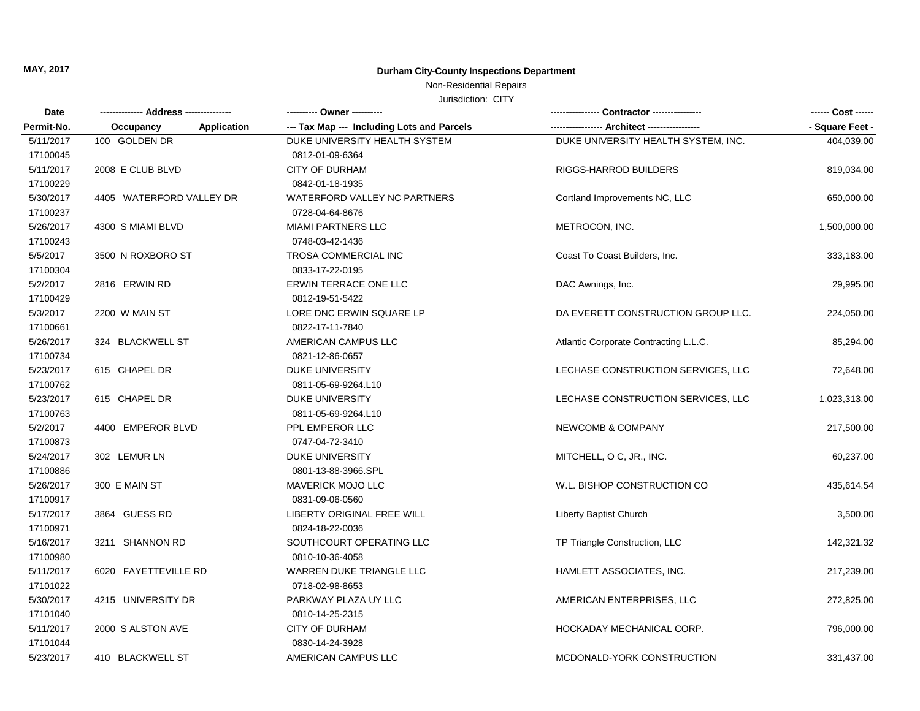**MAY, 2017**

## Durham City-County Inspections Department

Non-Residential Repairs

Jurisdiction: CITY

| Date<br>Permit-No. | ------------- Address --------------<br>Occupancy Application | ---------- Owner ----------<br>--- Tax Map --- Including Lots and Parcels | ---------------- Contractor ----------------<br>----------------- Architect ----------------- | ------ Cost ------<br>- Square Feet - |
|---|---|---|---|---|
| 5/11/2017<br>17100045 | 100 GOLDEN DR | DUKE UNIVERSITY HEALTH SYSTEM<br>0812-01-09-6364 | DUKE UNIVERSITY HEALTH SYSTEM, INC. | 404,039.00 |
| 5/11/2017<br>17100229 | 2008 E CLUB BLVD | CITY OF DURHAM<br>0842-01-18-1935 | RIGGS-HARROD BUILDERS | 819,034.00 |
| 5/30/2017<br>17100237 | 4405 WATERFORD VALLEY DR | WATERFORD VALLEY NC PARTNERS<br>0728-04-64-8676 | Cortland Improvements NC, LLC | 650,000.00 |
| 5/26/2017<br>17100243 | 4300 S MIAMI BLVD | MIAMI PARTNERS LLC<br>0748-03-42-1436 | METROCON, INC. | 1,500,000.00 |
| 5/5/2017<br>17100304 | 3500 N ROXBORO ST | TROSA COMMERCIAL INC<br>0833-17-22-0195 | Coast To Coast Builders, Inc. | 333,183.00 |
| 5/2/2017<br>17100429 | 2816 ERWIN RD | ERWIN TERRACE ONE LLC<br>0812-19-51-5422 | DAC Awnings, Inc. | 29,995.00 |
| 5/3/2017<br>17100661 | 2200 W MAIN ST | LORE DNC ERWIN SQUARE LP<br>0822-17-11-7840 | DA EVERETT CONSTRUCTION GROUP LLC. | 224,050.00 |
| 5/26/2017<br>17100734 | 324 BLACKWELL ST | AMERICAN CAMPUS LLC<br>0821-12-86-0657 | Atlantic Corporate Contracting L.L.C. | 85,294.00 |
| 5/23/2017<br>17100762 | 615 CHAPEL DR | DUKE UNIVERSITY<br>0811-05-69-9264.L10 | LECHASE CONSTRUCTION SERVICES, LLC | 72,648.00 |
| 5/23/2017<br>17100763 | 615 CHAPEL DR | DUKE UNIVERSITY<br>0811-05-69-9264.L10 | LECHASE CONSTRUCTION SERVICES, LLC | 1,023,313.00 |
| 5/2/2017<br>17100873 | 4400 EMPEROR BLVD | PPL EMPEROR LLC<br>0747-04-72-3410 | NEWCOMB & COMPANY | 217,500.00 |
| 5/24/2017<br>17100886 | 302 LEMUR LN | DUKE UNIVERSITY<br>0801-13-88-3966.SPL | MITCHELL, O C, JR., INC. | 60,237.00 |
| 5/26/2017<br>17100917 | 300 E MAIN ST | MAVERICK MOJO LLC<br>0831-09-06-0560 | W.L. BISHOP CONSTRUCTION CO | 435,614.54 |
| 5/17/2017<br>17100971 | 3864 GUESS RD | LIBERTY ORIGINAL FREE WILL<br>0824-18-22-0036 | Liberty Baptist Church | 3,500.00 |
| 5/16/2017<br>17100980 | 3211 SHANNON RD | SOUTHCOURT OPERATING LLC<br>0810-10-36-4058 | TP Triangle Construction, LLC | 142,321.32 |
| 5/11/2017<br>17101022 | 6020 FAYETTEVILLE RD | WARREN DUKE TRIANGLE LLC<br>0718-02-98-8653 | HAMLETT ASSOCIATES, INC. | 217,239.00 |
| 5/30/2017<br>17101040 | 4215 UNIVERSITY DR | PARKWAY PLAZA UY LLC<br>0810-14-25-2315 | AMERICAN ENTERPRISES, LLC | 272,825.00 |
| 5/11/2017<br>17101044 | 2000 S ALSTON AVE | CITY OF DURHAM<br>0830-14-24-3928 | HOCKADAY MECHANICAL CORP. | 796,000.00 |
| 5/23/2017 | 410 BLACKWELL ST | AMERICAN CAMPUS LLC | MCDONALD-YORK CONSTRUCTION | 331,437.00 |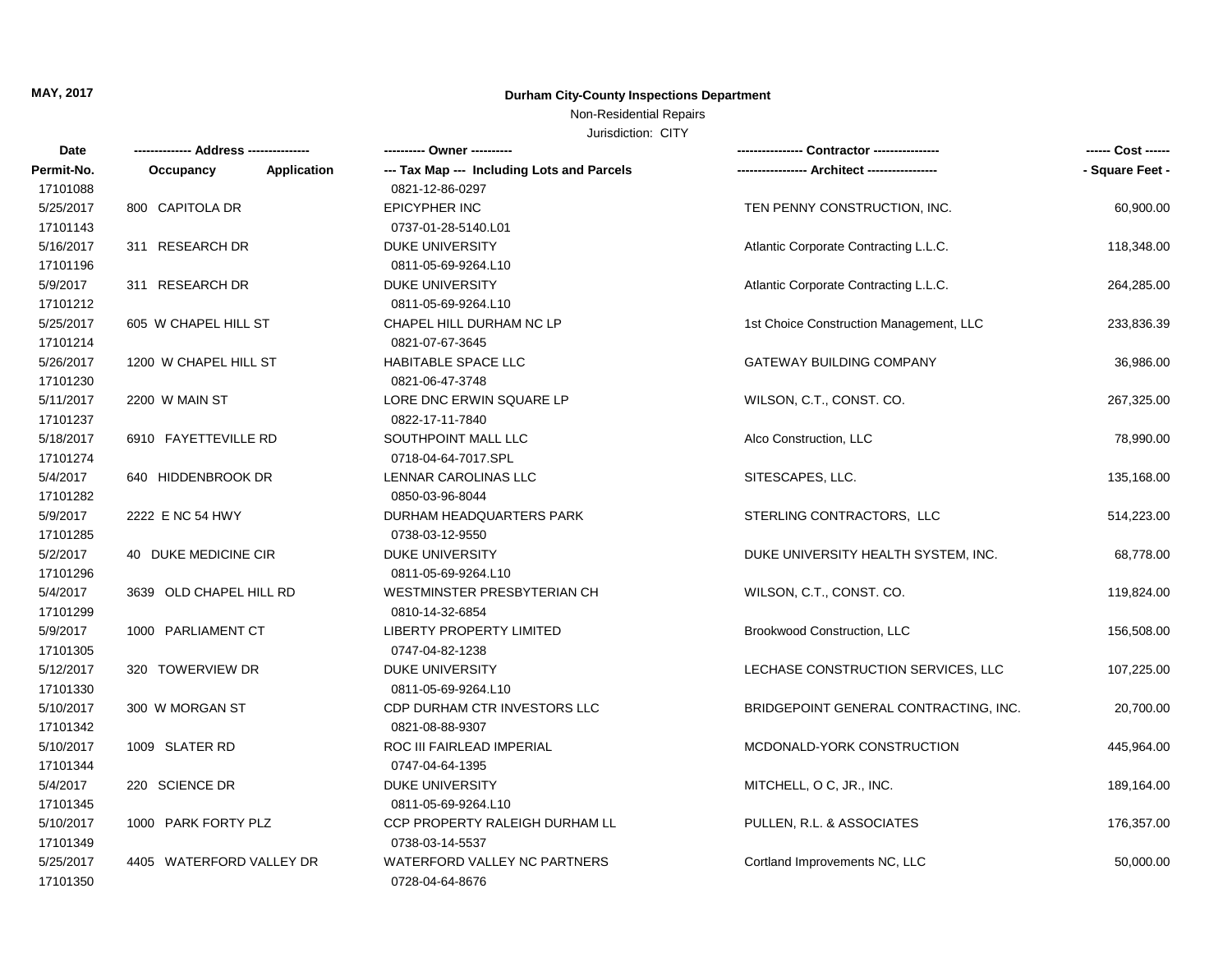MAY, 2017

**Durham City-County Inspections Department**

Non-Residential Repairs

Jurisdiction: CITY

| Date<br>Permit-No. | ------------- Address --------------<br>Occupancy Application | ---------- Owner ----------<br>--- Tax Map --- Including Lots and Parcels | ---------------- Contractor ----------------<br>----------------- Architect ----------------- | ------ Cost ------<br>- Square Feet - |
|---|---|---|---|---|
| 17101088 | | 0821-12-86-0297 | | |
| 5/25/2017 | 800 CAPITOLA DR | EPICYPHER INC | TEN PENNY CONSTRUCTION, INC. | 60,900.00 |
| 17101143 | | 0737-01-28-5140.L01 | | |
| 5/16/2017 | 311 RESEARCH DR | DUKE UNIVERSITY | Atlantic Corporate Contracting L.L.C. | 118,348.00 |
| 17101196 | | 0811-05-69-9264.L10 | | |
| 5/9/2017 | 311 RESEARCH DR | DUKE UNIVERSITY | Atlantic Corporate Contracting L.L.C. | 264,285.00 |
| 17101212 | | 0811-05-69-9264.L10 | | |
| 5/25/2017 | 605 W CHAPEL HILL ST | CHAPEL HILL DURHAM NC LP | 1st Choice Construction Management, LLC | 233,836.39 |
| 17101214 | | 0821-07-67-3645 | | |
| 5/26/2017 | 1200 W CHAPEL HILL ST | HABITABLE SPACE LLC | GATEWAY BUILDING COMPANY | 36,986.00 |
| 17101230 | | 0821-06-47-3748 | | |
| 5/11/2017 | 2200 W MAIN ST | LORE DNC ERWIN SQUARE LP | WILSON, C.T., CONST. CO. | 267,325.00 |
| 17101237 | | 0822-17-11-7840 | | |
| 5/18/2017 | 6910 FAYETTEVILLE RD | SOUTHPOINT MALL LLC | Alco Construction, LLC | 78,990.00 |
| 17101274 | | 0718-04-64-7017.SPL | | |
| 5/4/2017 | 640 HIDDENBROOK DR | LENNAR CAROLINAS LLC | SITESCAPES, LLC. | 135,168.00 |
| 17101282 | | 0850-03-96-8044 | | |
| 5/9/2017 | 2222 E NC 54 HWY | DURHAM HEADQUARTERS PARK | STERLING CONTRACTORS, LLC | 514,223.00 |
| 17101285 | | 0738-03-12-9550 | | |
| 5/2/2017 | 40 DUKE MEDICINE CIR | DUKE UNIVERSITY | DUKE UNIVERSITY HEALTH SYSTEM, INC. | 68,778.00 |
| 17101296 | | 0811-05-69-9264.L10 | | |
| 5/4/2017 | 3639 OLD CHAPEL HILL RD | WESTMINSTER PRESBYTERIAN CH | WILSON, C.T., CONST. CO. | 119,824.00 |
| 17101299 | | 0810-14-32-6854 | | |
| 5/9/2017 | 1000 PARLIAMENT CT | LIBERTY PROPERTY LIMITED | Brookwood Construction, LLC | 156,508.00 |
| 17101305 | | 0747-04-82-1238 | | |
| 5/12/2017 | 320 TOWERVIEW DR | DUKE UNIVERSITY | LECHASE CONSTRUCTION SERVICES, LLC | 107,225.00 |
| 17101330 | | 0811-05-69-9264.L10 | | |
| 5/10/2017 | 300 W MORGAN ST | CDP DURHAM CTR INVESTORS LLC | BRIDGEPOINT GENERAL CONTRACTING, INC. | 20,700.00 |
| 17101342 | | 0821-08-88-9307 | | |
| 5/10/2017 | 1009 SLATER RD | ROC III FAIRLEAD IMPERIAL | MCDONALD-YORK CONSTRUCTION | 445,964.00 |
| 17101344 | | 0747-04-64-1395 | | |
| 5/4/2017 | 220 SCIENCE DR | DUKE UNIVERSITY | MITCHELL, O C, JR., INC. | 189,164.00 |
| 17101345 | | 0811-05-69-9264.L10 | | |
| 5/10/2017 | 1000 PARK FORTY PLZ | CCP PROPERTY RALEIGH DURHAM LL | PULLEN, R.L. & ASSOCIATES | 176,357.00 |
| 17101349 | | 0738-03-14-5537 | | |
| 5/25/2017 | 4405 WATERFORD VALLEY DR | WATERFORD VALLEY NC PARTNERS | Cortland Improvements NC, LLC | 50,000.00 |
| 17101350 | | 0728-04-64-8676 | | |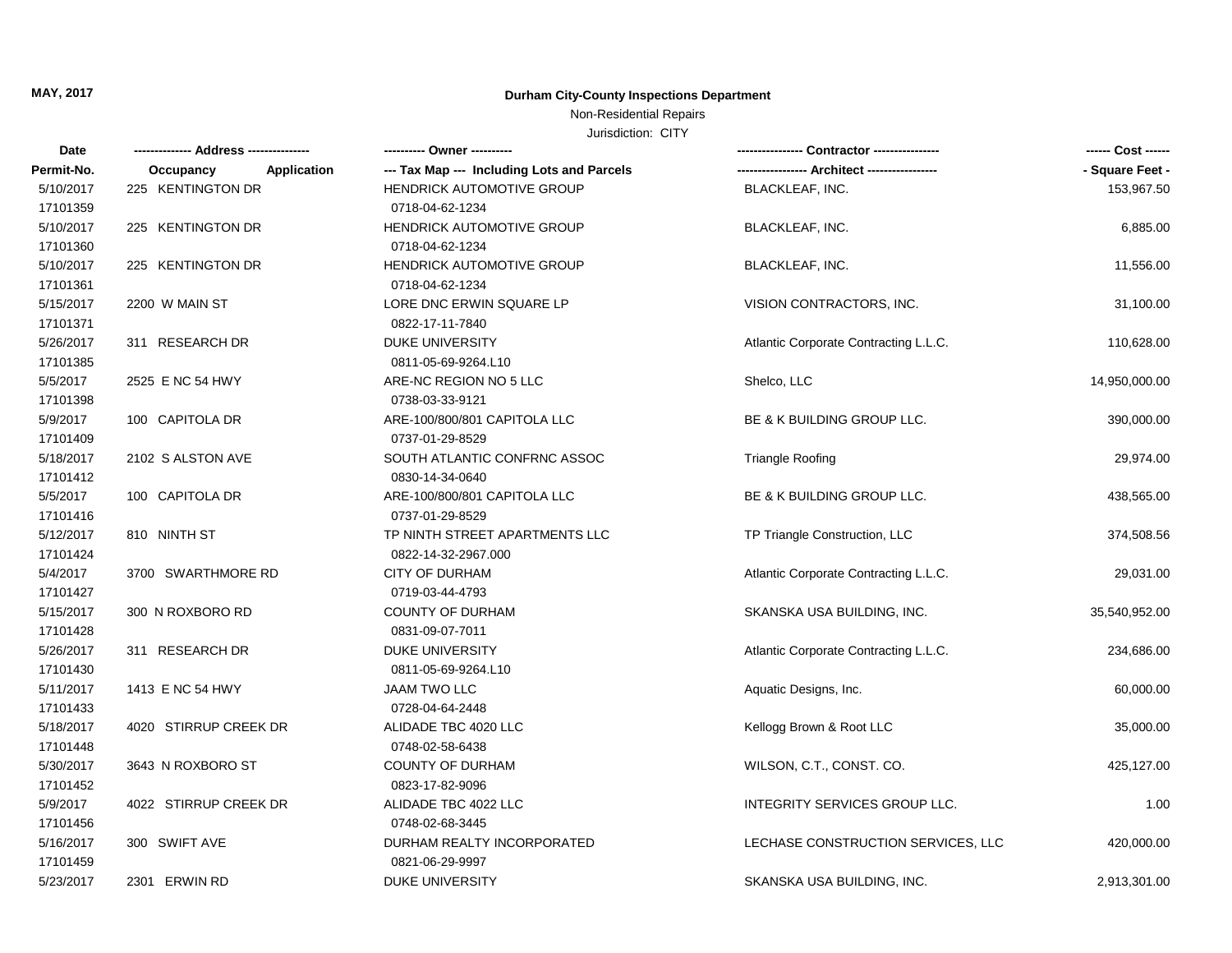**MAY, 2017**

**Durham City-County Inspections Department**

Non-Residential Repairs

Jurisdiction: CITY

| Date<br>Permit-No. | ------------- Address --------------<br>Occupancy Application | ---------- Owner ----------<br>--- Tax Map --- Including Lots and Parcels | ---------------- Contractor ----------------<br>----------------- Architect ----------------- | ------ Cost ------<br>- Square Feet - |
|---|---|---|---|---|
| 5/10/2017<br>17101359 | 225 KENTINGTON DR | HENDRICK AUTOMOTIVE GROUP<br>0718-04-62-1234 | BLACKLEAF, INC. | 153,967.50 |
| 5/10/2017<br>17101360 | 225 KENTINGTON DR | HENDRICK AUTOMOTIVE GROUP<br>0718-04-62-1234 | BLACKLEAF, INC. | 6,885.00 |
| 5/10/2017<br>17101361 | 225 KENTINGTON DR | HENDRICK AUTOMOTIVE GROUP<br>0718-04-62-1234 | BLACKLEAF, INC. | 11,556.00 |
| 5/15/2017<br>17101371 | 2200 W MAIN ST | LORE DNC ERWIN SQUARE LP<br>0822-17-11-7840 | VISION CONTRACTORS, INC. | 31,100.00 |
| 5/26/2017<br>17101385 | 311 RESEARCH DR | DUKE UNIVERSITY<br>0811-05-69-9264.L10 | Atlantic Corporate Contracting L.L.C. | 110,628.00 |
| 5/5/2017<br>17101398 | 2525 E NC 54 HWY | ARE-NC REGION NO 5 LLC<br>0738-03-33-9121 | Shelco, LLC | 14,950,000.00 |
| 5/9/2017<br>17101409 | 100 CAPITOLA DR | ARE-100/800/801 CAPITOLA LLC<br>0737-01-29-8529 | BE & K BUILDING GROUP LLC. | 390,000.00 |
| 5/18/2017<br>17101412 | 2102 S ALSTON AVE | SOUTH ATLANTIC CONFRNC ASSOC<br>0830-14-34-0640 | Triangle Roofing | 29,974.00 |
| 5/5/2017<br>17101416 | 100 CAPITOLA DR | ARE-100/800/801 CAPITOLA LLC<br>0737-01-29-8529 | BE & K BUILDING GROUP LLC. | 438,565.00 |
| 5/12/2017<br>17101424 | 810 NINTH ST | TP NINTH STREET APARTMENTS LLC<br>0822-14-32-2967.000 | TP Triangle Construction, LLC | 374,508.56 |
| 5/4/2017<br>17101427 | 3700 SWARTHMORE RD | CITY OF DURHAM<br>0719-03-44-4793 | Atlantic Corporate Contracting L.L.C. | 29,031.00 |
| 5/15/2017<br>17101428 | 300 N ROXBORO RD | COUNTY OF DURHAM<br>0831-09-07-7011 | SKANSKA USA BUILDING, INC. | 35,540,952.00 |
| 5/26/2017<br>17101430 | 311 RESEARCH DR | DUKE UNIVERSITY<br>0811-05-69-9264.L10 | Atlantic Corporate Contracting L.L.C. | 234,686.00 |
| 5/11/2017<br>17101433 | 1413 E NC 54 HWY | JAAM TWO LLC<br>0728-04-64-2448 | Aquatic Designs, Inc. | 60,000.00 |
| 5/18/2017<br>17101448 | 4020 STIRRUP CREEK DR | ALIDADE TBC 4020 LLC<br>0748-02-58-6438 | Kellogg Brown & Root LLC | 35,000.00 |
| 5/30/2017<br>17101452 | 3643 N ROXBORO ST | COUNTY OF DURHAM<br>0823-17-82-9096 | WILSON, C.T., CONST. CO. | 425,127.00 |
| 5/9/2017<br>17101456 | 4022 STIRRUP CREEK DR | ALIDADE TBC 4022 LLC<br>0748-02-68-3445 | INTEGRITY SERVICES GROUP LLC. | 1.00 |
| 5/16/2017<br>17101459 | 300 SWIFT AVE | DURHAM REALTY INCORPORATED<br>0821-06-29-9997 | LECHASE CONSTRUCTION SERVICES, LLC | 420,000.00 |
| 5/23/2017 | 2301 ERWIN RD | DUKE UNIVERSITY | SKANSKA USA BUILDING, INC. | 2,913,301.00 |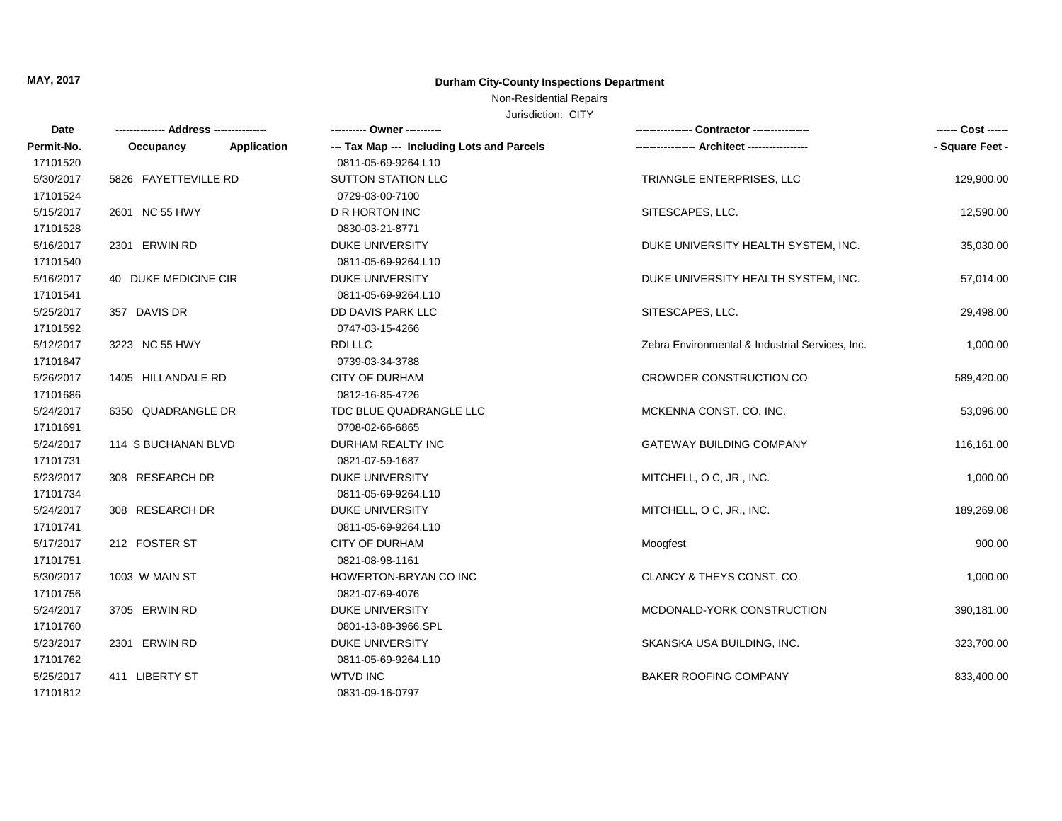**MAY, 2017**

**Durham City-County Inspections Department**

Non-Residential Repairs

Jurisdiction: CITY

| Date / Permit-No. | Address / Occupancy Application | Owner / Tax Map --- Including Lots and Parcels | Contractor / Architect | Cost / Square Feet |
|---|---|---|---|---|
| 17101520 | | 0811-05-69-9264.L10 | | |
| 5/30/2017 | 5826 FAYETTEVILLE RD | SUTTON STATION LLC | TRIANGLE ENTERPRISES, LLC | 129,900.00 |
| 17101524 | | 0729-03-00-7100 | | |
| 5/15/2017 | 2601 NC 55 HWY | D R HORTON INC | SITESCAPES, LLC. | 12,590.00 |
| 17101528 | | 0830-03-21-8771 | | |
| 5/16/2017 | 2301 ERWIN RD | DUKE UNIVERSITY | DUKE UNIVERSITY HEALTH SYSTEM, INC. | 35,030.00 |
| 17101540 | | 0811-05-69-9264.L10 | | |
| 5/16/2017 | 40 DUKE MEDICINE CIR | DUKE UNIVERSITY | DUKE UNIVERSITY HEALTH SYSTEM, INC. | 57,014.00 |
| 17101541 | | 0811-05-69-9264.L10 | | |
| 5/25/2017 | 357 DAVIS DR | DD DAVIS PARK LLC | SITESCAPES, LLC. | 29,498.00 |
| 17101592 | | 0747-03-15-4266 | | |
| 5/12/2017 | 3223 NC 55 HWY | RDI LLC | Zebra Environmental & Industrial Services, Inc. | 1,000.00 |
| 17101647 | | 0739-03-34-3788 | | |
| 5/26/2017 | 1405 HILLANDALE RD | CITY OF DURHAM | CROWDER CONSTRUCTION CO | 589,420.00 |
| 17101686 | | 0812-16-85-4726 | | |
| 5/24/2017 | 6350 QUADRANGLE DR | TDC BLUE QUADRANGLE LLC | MCKENNA CONST. CO. INC. | 53,096.00 |
| 17101691 | | 0708-02-66-6865 | | |
| 5/24/2017 | 114 S BUCHANAN BLVD | DURHAM REALTY INC | GATEWAY BUILDING COMPANY | 116,161.00 |
| 17101731 | | 0821-07-59-1687 | | |
| 5/23/2017 | 308 RESEARCH DR | DUKE UNIVERSITY | MITCHELL, O C, JR., INC. | 1,000.00 |
| 17101734 | | 0811-05-69-9264.L10 | | |
| 5/24/2017 | 308 RESEARCH DR | DUKE UNIVERSITY | MITCHELL, O C, JR., INC. | 189,269.08 |
| 17101741 | | 0811-05-69-9264.L10 | | |
| 5/17/2017 | 212 FOSTER ST | CITY OF DURHAM | Moogfest | 900.00 |
| 17101751 | | 0821-08-98-1161 | | |
| 5/30/2017 | 1003 W MAIN ST | HOWERTON-BRYAN CO INC | CLANCY & THEYS CONST. CO. | 1,000.00 |
| 17101756 | | 0821-07-69-4076 | | |
| 5/24/2017 | 3705 ERWIN RD | DUKE UNIVERSITY | MCDONALD-YORK CONSTRUCTION | 390,181.00 |
| 17101760 | | 0801-13-88-3966.SPL | | |
| 5/23/2017 | 2301 ERWIN RD | DUKE UNIVERSITY | SKANSKA USA BUILDING, INC. | 323,700.00 |
| 17101762 | | 0811-05-69-9264.L10 | | |
| 5/25/2017 | 411 LIBERTY ST | WTVD INC | BAKER ROOFING COMPANY | 833,400.00 |
| 17101812 | | 0831-09-16-0797 | | |